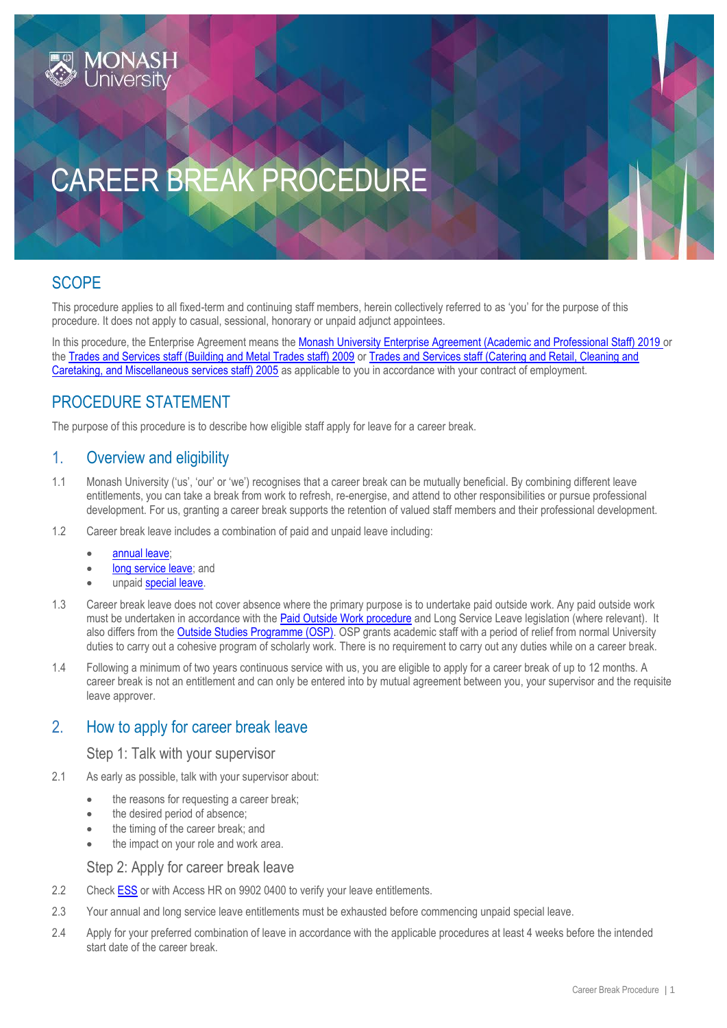# CAREER BREAK PROCEDURE

## SCOPE

This procedure applies to all fixed-term and continuing staff members, herein collectively referred to as 'you' for the purpose of this procedure. It does not apply to casual, sessional, honorary or unpaid adjunct appointees.

In this procedure, the Enterprise Agreement means the Monash University Enterprise Agreement (Academic and Professional Staff) 2019 or the Trades and Services staff (Building and Metal Trades staff) 2009 or Trades and Services staff (Catering and Retail, Cleaning and Caretaking, and Miscellaneous services staff) 2005 as applicable to you in accordance with your contract of employment.

## PROCEDURE STATEMENT

The purpose of this procedure is to describe how eligible staff apply for leave for a career break.

## 1. Overview and eligibility

1.1 Monash University ('us', 'our' or 'we') recognises that a career break can be mutually beneficial. By combining different leave entitlements, you can take a break from work to refresh, re-energise, and attend to other responsibilities or pursue professional development. For us, granting a career break supports the retention of valued staff members and their professional development.

1.2 Career break leave includes a combination of paid and unpaid leave including:

- annual leave;
- long service leave; and
- unpaid special leave.

1.3 Career break leave does not cover absence where the primary purpose is to undertake paid outside work. Any paid outside work must be undertaken in accordance with the Paid Outside Work procedure and Long Service Leave legislation (where relevant). It also differs from the Outside Studies Programme (OSP). OSP grants academic staff with a period of relief from normal University duties to carry out a cohesive program of scholarly work. There is no requirement to carry out any duties while on a career break.

1.4 Following a minimum of two years continuous service with us, you are eligible to apply for a career break of up to 12 months. A career break is not an entitlement and can only be entered into by mutual agreement between you, your supervisor and the requisite leave approver.

## 2. How to apply for career break leave

### Step 1: Talk with your supervisor

2.1 As early as possible, talk with your supervisor about:

- the reasons for requesting a career break;
- the desired period of absence;
- the timing of the career break; and
- the impact on your role and work area.

### Step 2: Apply for career break leave

2.2 Check ESS or with Access HR on 9902 0400 to verify your leave entitlements.

2.3 Your annual and long service leave entitlements must be exhausted before commencing unpaid special leave.

2.4 Apply for your preferred combination of leave in accordance with the applicable procedures at least 4 weeks before the intended start date of the career break.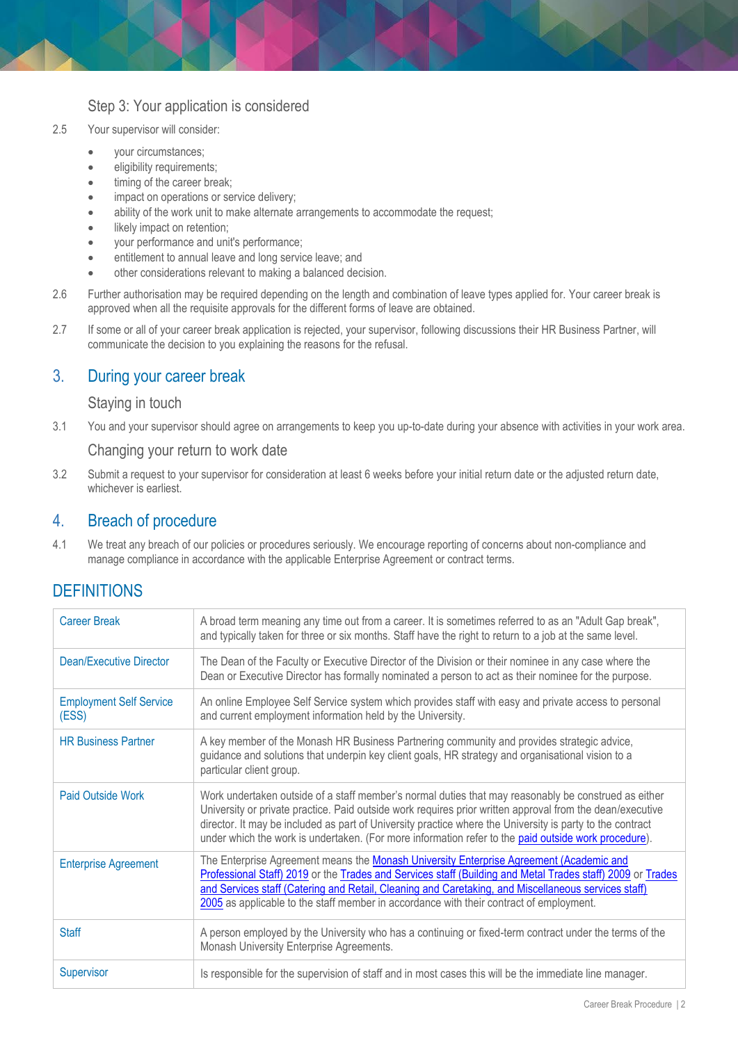### Step 3: Your application is considered

2.5 Your supervisor will consider:

- your circumstances;
- eligibility requirements;
- timing of the career break;
- impact on operations or service delivery;
- ability of the work unit to make alternate arrangements to accommodate the request;
- likely impact on retention;
- your performance and unit's performance;
- entitlement to annual leave and long service leave; and
- other considerations relevant to making a balanced decision.

2.6 Further authorisation may be required depending on the length and combination of leave types applied for. Your career break is approved when all the requisite approvals for the different forms of leave are obtained.

2.7 If some or all of your career break application is rejected, your supervisor, following discussions their HR Business Partner, will communicate the decision to you explaining the reasons for the refusal.

## 3. During your career break

### Staying in touch

3.1 You and your supervisor should agree on arrangements to keep you up-to-date during your absence with activities in your work area.

### Changing your return to work date

3.2 Submit a request to your supervisor for consideration at least 6 weeks before your initial return date or the adjusted return date, whichever is earliest.

## 4. Breach of procedure

4.1 We treat any breach of our policies or procedures seriously. We encourage reporting of concerns about non-compliance and manage compliance in accordance with the applicable Enterprise Agreement or contract terms.

## DEFINITIONS

| Term | Definition |
|---|---|
| Career Break | A broad term meaning any time out from a career. It is sometimes referred to as an "Adult Gap break", and typically taken for three or six months. Staff have the right to return to a job at the same level. |
| Dean/Executive Director | The Dean of the Faculty or Executive Director of the Division or their nominee in any case where the Dean or Executive Director has formally nominated a person to act as their nominee for the purpose. |
| Employment Self Service (ESS) | An online Employee Self Service system which provides staff with easy and private access to personal and current employment information held by the University. |
| HR Business Partner | A key member of the Monash HR Business Partnering community and provides strategic advice, guidance and solutions that underpin key client goals, HR strategy and organisational vision to a particular client group. |
| Paid Outside Work | Work undertaken outside of a staff member's normal duties that may reasonably be construed as either University or private practice. Paid outside work requires prior written approval from the dean/executive director. It may be included as part of University practice where the University is party to the contract under which the work is undertaken. (For more information refer to the paid outside work procedure). |
| Enterprise Agreement | The Enterprise Agreement means the Monash University Enterprise Agreement (Academic and Professional Staff) 2019 or the Trades and Services staff (Building and Metal Trades staff) 2009 or Trades and Services staff (Catering and Retail, Cleaning and Caretaking, and Miscellaneous services staff) 2005 as applicable to the staff member in accordance with their contract of employment. |
| Staff | A person employed by the University who has a continuing or fixed-term contract under the terms of the Monash University Enterprise Agreements. |
| Supervisor | Is responsible for the supervision of staff and in most cases this will be the immediate line manager. |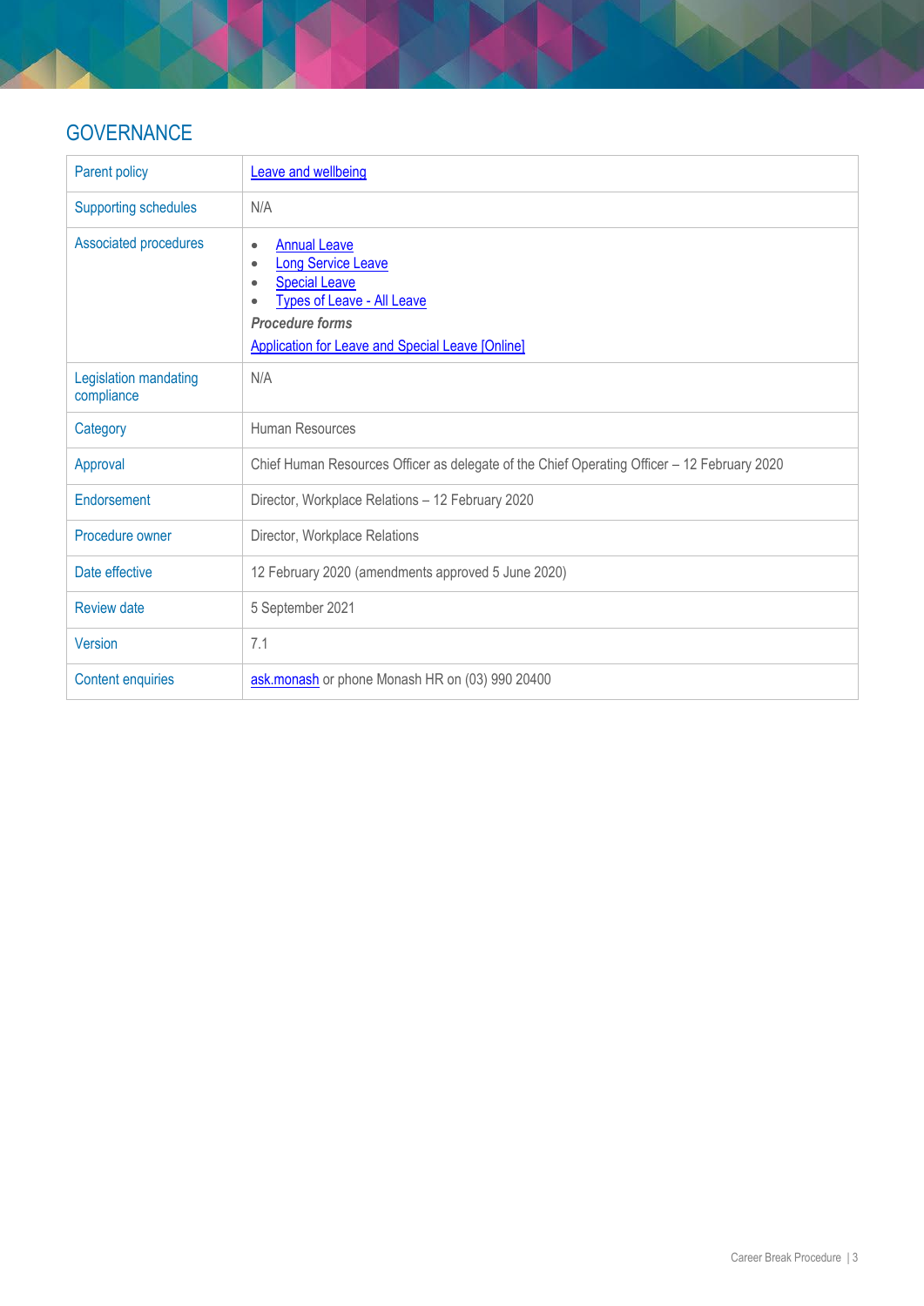## GOVERNANCE

| | |
|---|---|
| Parent policy | Leave and wellbeing |
| Supporting schedules | N/A |
| Associated procedures | • Annual Leave<br>• Long Service Leave<br>• Special Leave<br>• Types of Leave - All Leave<br>***Procedure forms***<br>Application for Leave and Special Leave [Online] |
| Legislation mandating compliance | N/A |
| Category | Human Resources |
| Approval | Chief Human Resources Officer as delegate of the Chief Operating Officer – 12 February 2020 |
| Endorsement | Director, Workplace Relations – 12 February 2020 |
| Procedure owner | Director, Workplace Relations |
| Date effective | 12 February 2020 (amendments approved 5 June 2020) |
| Review date | 5 September 2021 |
| Version | 7.1 |
| Content enquiries | ask.monash or phone Monash HR on (03) 990 20400 |